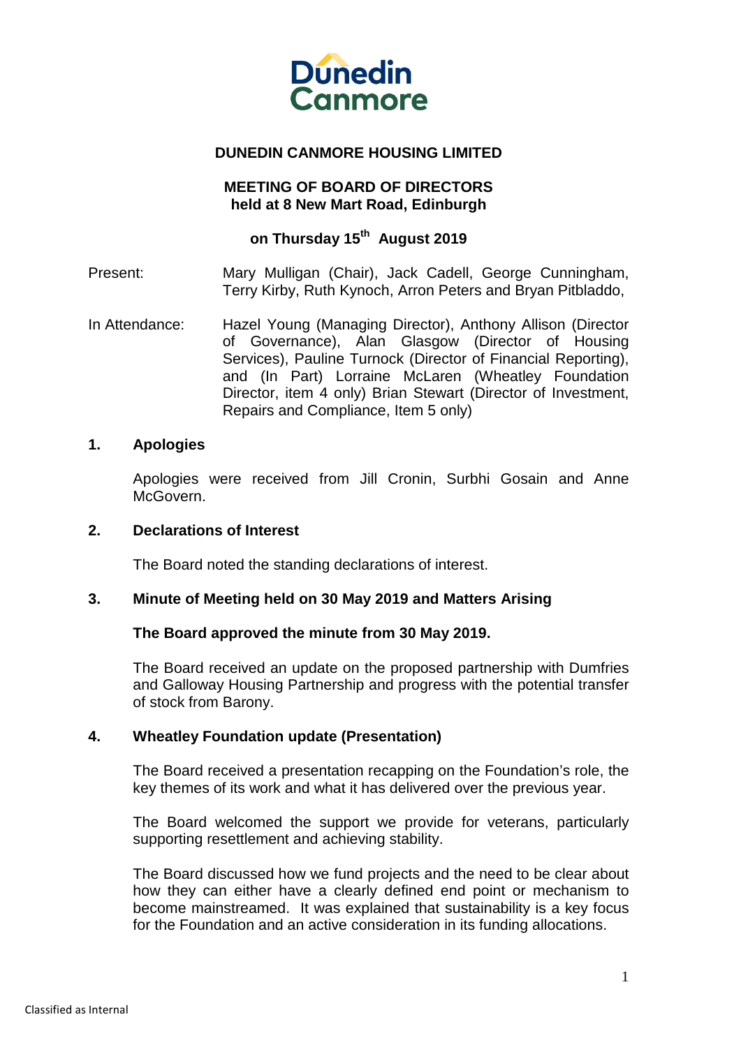Dunedin Canmore

# DUNEDIN CANMORE HOUSING LIMITED

## MEETING OF BOARD OF DIRECTORS
## held at 8 New Mart Road, Edinburgh

## on Thursday 15th August 2019

Present: Mary Mulligan (Chair), Jack Cadell, George Cunningham, Terry Kirby, Ruth Kynoch, Arron Peters and Bryan Pitbladdo,

In Attendance: Hazel Young (Managing Director), Anthony Allison (Director of Governance), Alan Glasgow (Director of Housing Services), Pauline Turnock (Director of Financial Reporting), and (In Part) Lorraine McLaren (Wheatley Foundation Director, item 4 only) Brian Stewart (Director of Investment, Repairs and Compliance, Item 5 only)

### 1. Apologies

Apologies were received from Jill Cronin, Surbhi Gosain and Anne McGovern.

### 2. Declarations of Interest

The Board noted the standing declarations of interest.

### 3. Minute of Meeting held on 30 May 2019 and Matters Arising

**The Board approved the minute from 30 May 2019.**

The Board received an update on the proposed partnership with Dumfries and Galloway Housing Partnership and progress with the potential transfer of stock from Barony.

### 4. Wheatley Foundation update (Presentation)

The Board received a presentation recapping on the Foundation's role, the key themes of its work and what it has delivered over the previous year.

The Board welcomed the support we provide for veterans, particularly supporting resettlement and achieving stability.

The Board discussed how we fund projects and the need to be clear about how they can either have a clearly defined end point or mechanism to become mainstreamed. It was explained that sustainability is a key focus for the Foundation and an active consideration in its funding allocations.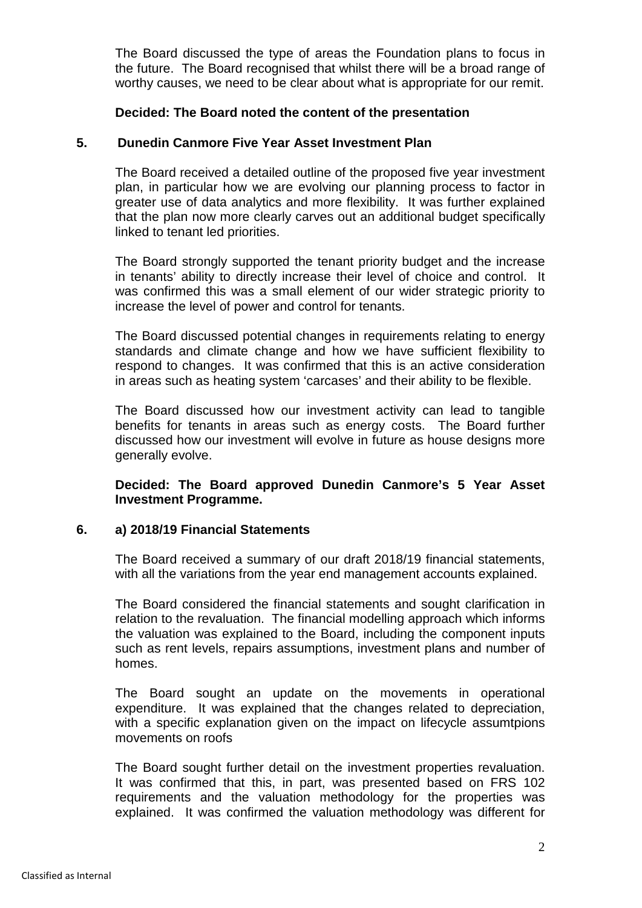The Board discussed the type of areas the Foundation plans to focus in the future. The Board recognised that whilst there will be a broad range of worthy causes, we need to be clear about what is appropriate for our remit.

**Decided: The Board noted the content of the presentation**

## 5. Dunedin Canmore Five Year Asset Investment Plan

The Board received a detailed outline of the proposed five year investment plan, in particular how we are evolving our planning process to factor in greater use of data analytics and more flexibility. It was further explained that the plan now more clearly carves out an additional budget specifically linked to tenant led priorities.

The Board strongly supported the tenant priority budget and the increase in tenants' ability to directly increase their level of choice and control. It was confirmed this was a small element of our wider strategic priority to increase the level of power and control for tenants.

The Board discussed potential changes in requirements relating to energy standards and climate change and how we have sufficient flexibility to respond to changes. It was confirmed that this is an active consideration in areas such as heating system 'carcases' and their ability to be flexible.

The Board discussed how our investment activity can lead to tangible benefits for tenants in areas such as energy costs. The Board further discussed how our investment will evolve in future as house designs more generally evolve.

**Decided: The Board approved Dunedin Canmore's 5 Year Asset Investment Programme.**

## 6. a) 2018/19 Financial Statements

The Board received a summary of our draft 2018/19 financial statements, with all the variations from the year end management accounts explained.

The Board considered the financial statements and sought clarification in relation to the revaluation. The financial modelling approach which informs the valuation was explained to the Board, including the component inputs such as rent levels, repairs assumptions, investment plans and number of homes.

The Board sought an update on the movements in operational expenditure. It was explained that the changes related to depreciation, with a specific explanation given on the impact on lifecycle assumtpions movements on roofs

The Board sought further detail on the investment properties revaluation. It was confirmed that this, in part, was presented based on FRS 102 requirements and the valuation methodology for the properties was explained. It was confirmed the valuation methodology was different for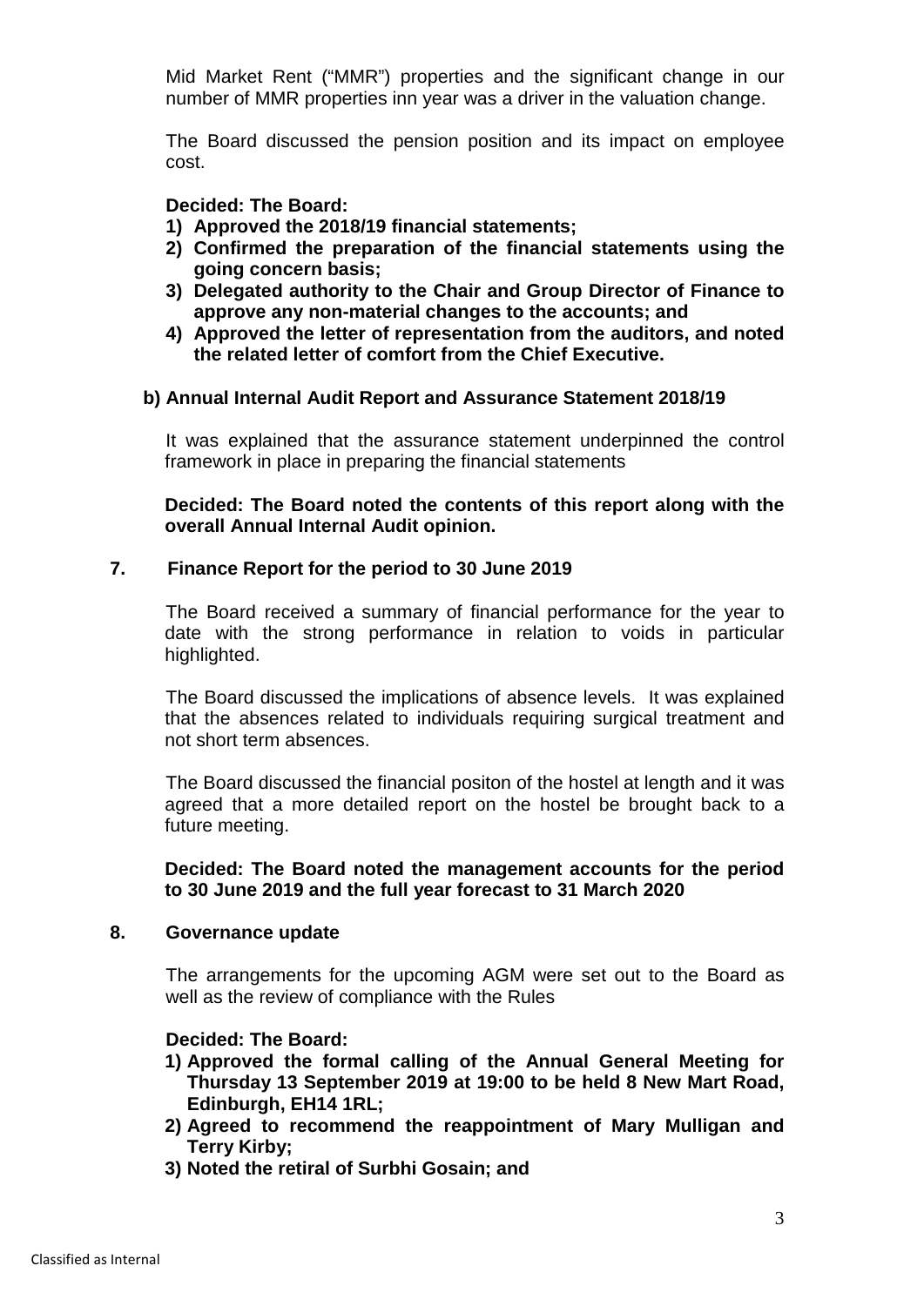Mid Market Rent ("MMR") properties and the significant change in our number of MMR properties inn year was a driver in the valuation change.

The Board discussed the pension position and its impact on employee cost.

**Decided: The Board:**

1) **Approved the 2018/19 financial statements;**
2) **Confirmed the preparation of the financial statements using the going concern basis;**
3) **Delegated authority to the Chair and Group Director of Finance to approve any non-material changes to the accounts; and**
4) **Approved the letter of representation from the auditors, and noted the related letter of comfort from the Chief Executive.**

**b) Annual Internal Audit Report and Assurance Statement 2018/19**

It was explained that the assurance statement underpinned the control framework in place in preparing the financial statements

**Decided: The Board noted the contents of this report along with the overall Annual Internal Audit opinion.**

**7. Finance Report for the period to 30 June 2019**

The Board received a summary of financial performance for the year to date with the strong performance in relation to voids in particular highlighted.

The Board discussed the implications of absence levels. It was explained that the absences related to individuals requiring surgical treatment and not short term absences.

The Board discussed the financial positon of the hostel at length and it was agreed that a more detailed report on the hostel be brought back to a future meeting.

**Decided: The Board noted the management accounts for the period to 30 June 2019 and the full year forecast to 31 March 2020**

**8. Governance update**

The arrangements for the upcoming AGM were set out to the Board as well as the review of compliance with the Rules

**Decided: The Board:**

1) **Approved the formal calling of the Annual General Meeting for Thursday 13 September 2019 at 19:00 to be held 8 New Mart Road, Edinburgh, EH14 1RL;**
2) **Agreed to recommend the reappointment of Mary Mulligan and Terry Kirby;**
3) **Noted the retiral of Surbhi Gosain; and**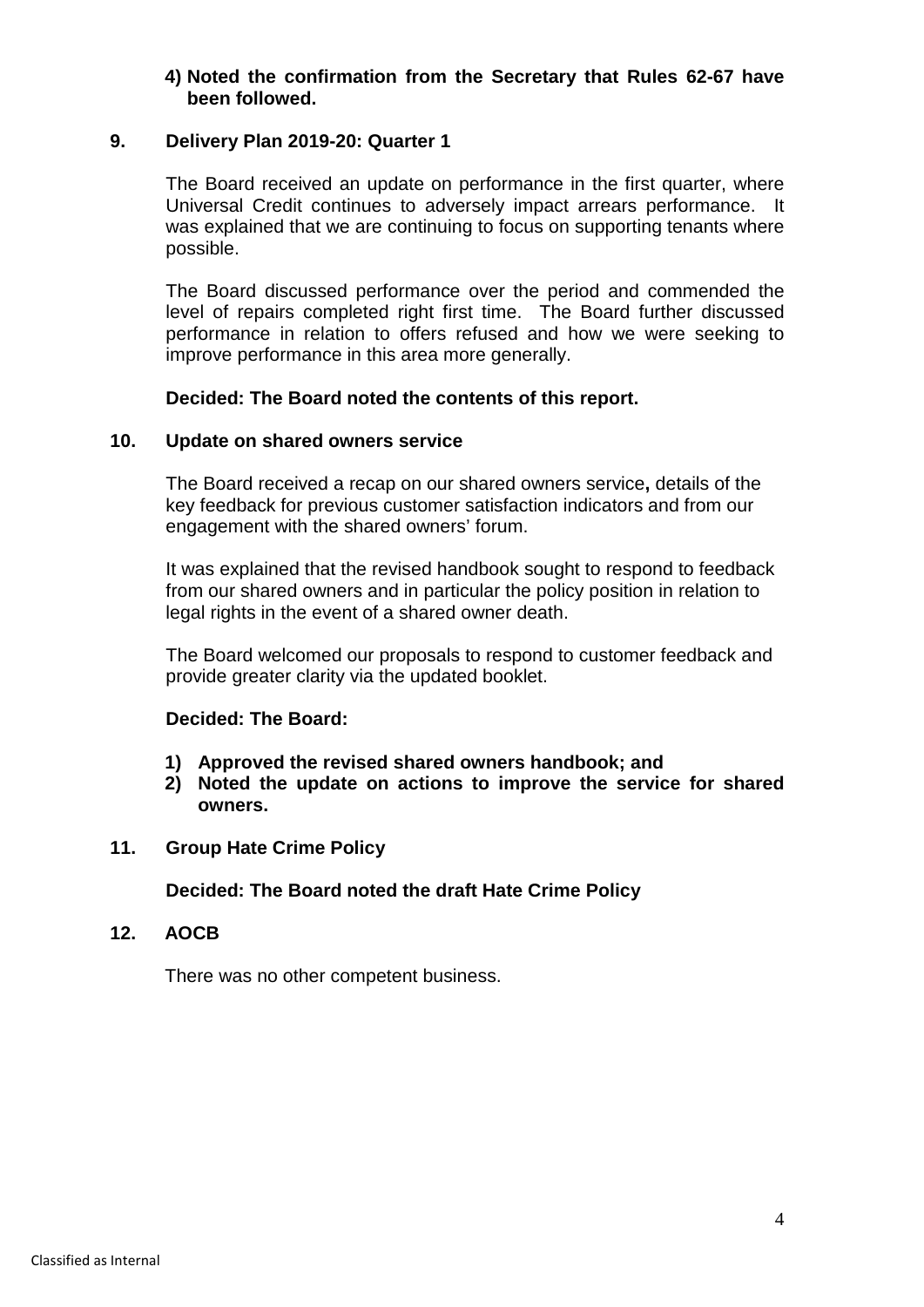**4) Noted the confirmation from the Secretary that Rules 62-67 have been followed.**

## 9. Delivery Plan 2019-20: Quarter 1

The Board received an update on performance in the first quarter, where Universal Credit continues to adversely impact arrears performance. It was explained that we are continuing to focus on supporting tenants where possible.

The Board discussed performance over the period and commended the level of repairs completed right first time. The Board further discussed performance in relation to offers refused and how we were seeking to improve performance in this area more generally.

**Decided: The Board noted the contents of this report.**

## 10. Update on shared owners service

The Board received a recap on our shared owners service**,** details of the key feedback for previous customer satisfaction indicators and from our engagement with the shared owners' forum.

It was explained that the revised handbook sought to respond to feedback from our shared owners and in particular the policy position in relation to legal rights in the event of a shared owner death.

The Board welcomed our proposals to respond to customer feedback and provide greater clarity via the updated booklet.

**Decided: The Board:**

1) **Approved the revised shared owners handbook; and**
2) **Noted the update on actions to improve the service for shared owners.**

## 11. Group Hate Crime Policy

**Decided: The Board noted the draft Hate Crime Policy**

## 12. AOCB

There was no other competent business.